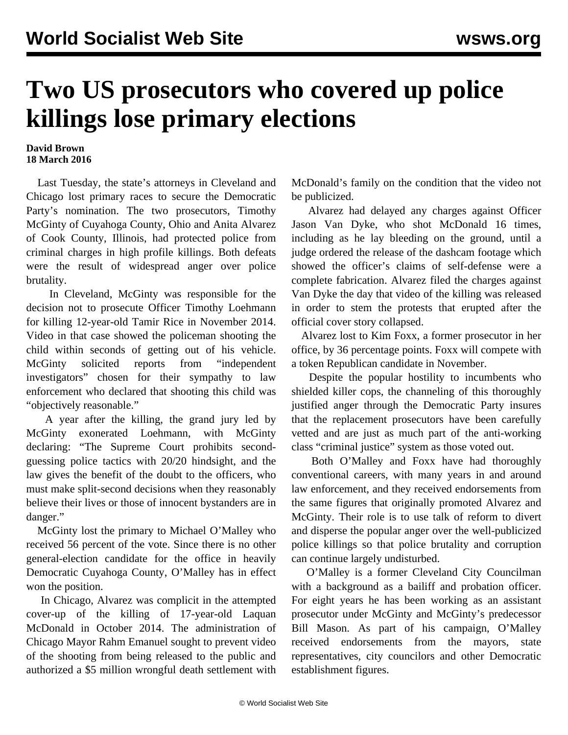# Two US prosecutors who covered up police killings lose primary elections

**David Brown**
**18 March 2016**

Last Tuesday, the state's attorneys in Cleveland and Chicago lost primary races to secure the Democratic Party's nomination. The two prosecutors, Timothy McGinty of Cuyahoga County, Ohio and Anita Alvarez of Cook County, Illinois, had protected police from criminal charges in high profile killings. Both defeats were the result of widespread anger over police brutality.

In Cleveland, McGinty was responsible for the decision not to prosecute Officer Timothy Loehmann for killing 12-year-old Tamir Rice in November 2014. Video in that case showed the policeman shooting the child within seconds of getting out of his vehicle. McGinty solicited reports from "independent investigators" chosen for their sympathy to law enforcement who declared that shooting this child was "objectively reasonable."

A year after the killing, the grand jury led by McGinty exonerated Loehmann, with McGinty declaring: "The Supreme Court prohibits second-guessing police tactics with 20/20 hindsight, and the law gives the benefit of the doubt to the officers, who must make split-second decisions when they reasonably believe their lives or those of innocent bystanders are in danger."

McGinty lost the primary to Michael O'Malley who received 56 percent of the vote. Since there is no other general-election candidate for the office in heavily Democratic Cuyahoga County, O'Malley has in effect won the position.

In Chicago, Alvarez was complicit in the attempted cover-up of the killing of 17-year-old Laquan McDonald in October 2014. The administration of Chicago Mayor Rahm Emanuel sought to prevent video of the shooting from being released to the public and authorized a $5 million wrongful death settlement with McDonald's family on the condition that the video not be publicized.

Alvarez had delayed any charges against Officer Jason Van Dyke, who shot McDonald 16 times, including as he lay bleeding on the ground, until a judge ordered the release of the dashcam footage which showed the officer's claims of self-defense were a complete fabrication. Alvarez filed the charges against Van Dyke the day that video of the killing was released in order to stem the protests that erupted after the official cover story collapsed.

Alvarez lost to Kim Foxx, a former prosecutor in her office, by 36 percentage points. Foxx will compete with a token Republican candidate in November.

Despite the popular hostility to incumbents who shielded killer cops, the channeling of this thoroughly justified anger through the Democratic Party insures that the replacement prosecutors have been carefully vetted and are just as much part of the anti-working class "criminal justice" system as those voted out.

Both O'Malley and Foxx have had thoroughly conventional careers, with many years in and around law enforcement, and they received endorsements from the same figures that originally promoted Alvarez and McGinty. Their role is to use talk of reform to divert and disperse the popular anger over the well-publicized police killings so that police brutality and corruption can continue largely undisturbed.

O'Malley is a former Cleveland City Councilman with a background as a bailiff and probation officer. For eight years he has been working as an assistant prosecutor under McGinty and McGinty's predecessor Bill Mason. As part of his campaign, O'Malley received endorsements from the mayors, state representatives, city councilors and other Democratic establishment figures.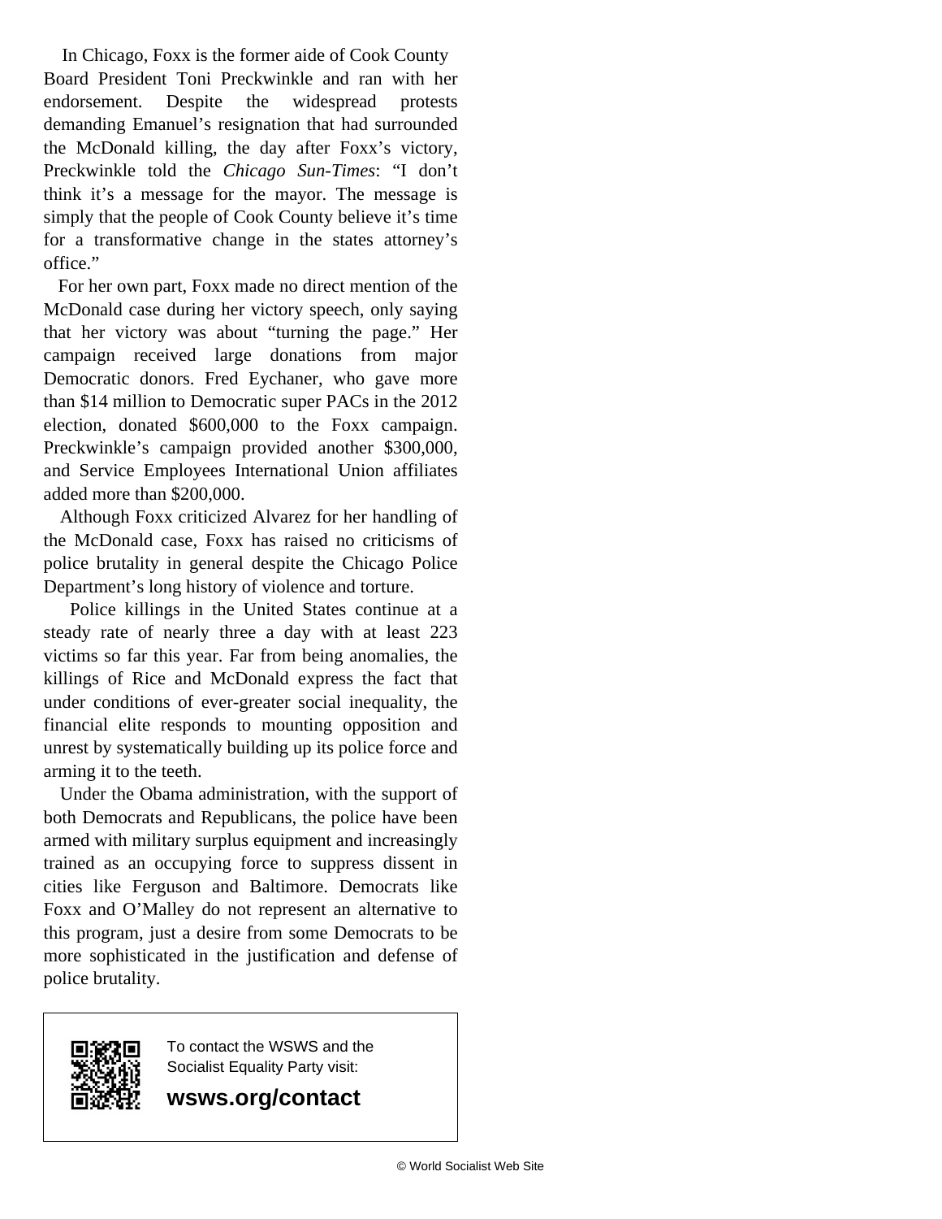In Chicago, Foxx is the former aide of Cook County Board President Toni Preckwinkle and ran with her endorsement. Despite the widespread protests demanding Emanuel's resignation that had surrounded the McDonald killing, the day after Foxx's victory, Preckwinkle told the *Chicago Sun-Times*: "I don't think it's a message for the mayor. The message is simply that the people of Cook County believe it's time for a transformative change in the states attorney's office."

For her own part, Foxx made no direct mention of the McDonald case during her victory speech, only saying that her victory was about "turning the page." Her campaign received large donations from major Democratic donors. Fred Eychaner, who gave more than $14 million to Democratic super PACs in the 2012 election, donated $600,000 to the Foxx campaign. Preckwinkle's campaign provided another $300,000, and Service Employees International Union affiliates added more than $200,000.

Although Foxx criticized Alvarez for her handling of the McDonald case, Foxx has raised no criticisms of police brutality in general despite the Chicago Police Department's long history of violence and torture.

Police killings in the United States continue at a steady rate of nearly three a day with at least 223 victims so far this year. Far from being anomalies, the killings of Rice and McDonald express the fact that under conditions of ever-greater social inequality, the financial elite responds to mounting opposition and unrest by systematically building up its police force and arming it to the teeth.

Under the Obama administration, with the support of both Democrats and Republicans, the police have been armed with military surplus equipment and increasingly trained as an occupying force to suppress dissent in cities like Ferguson and Baltimore. Democrats like Foxx and O'Malley do not represent an alternative to this program, just a desire from some Democrats to be more sophisticated in the justification and defense of police brutality.

To contact the WSWS and the Socialist Equality Party visit:

**wsws.org/contact**